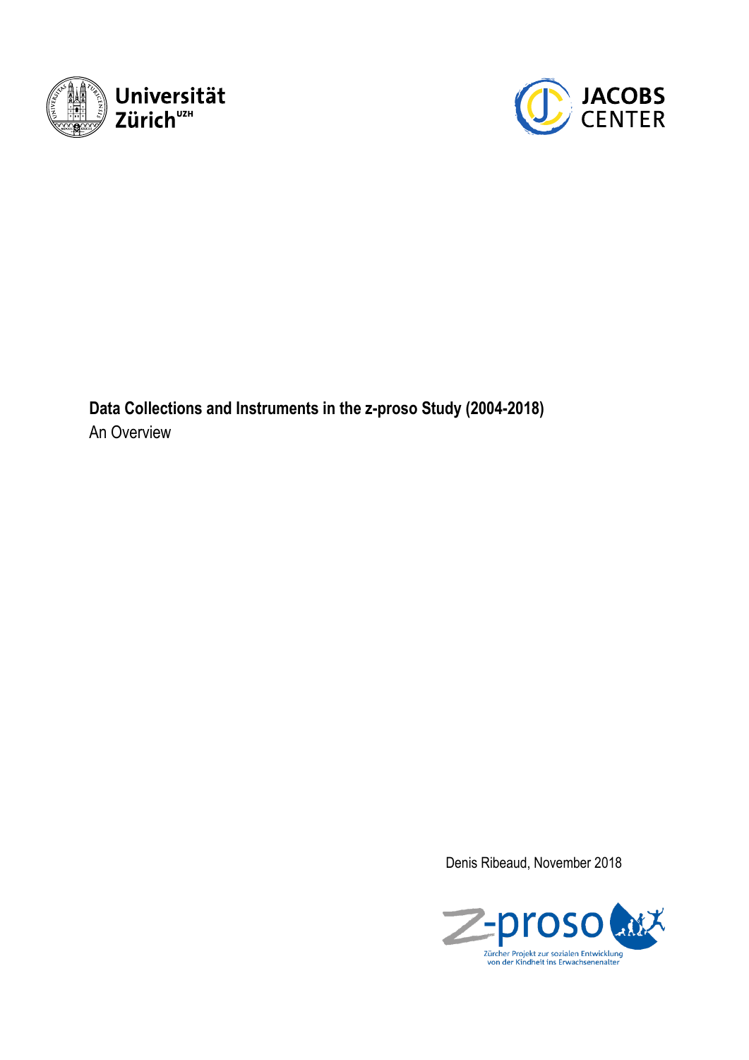# Data Collections and Instruments in the z-proso Study (2004-2018)

An Overview

Denis Ribeaud, November 2018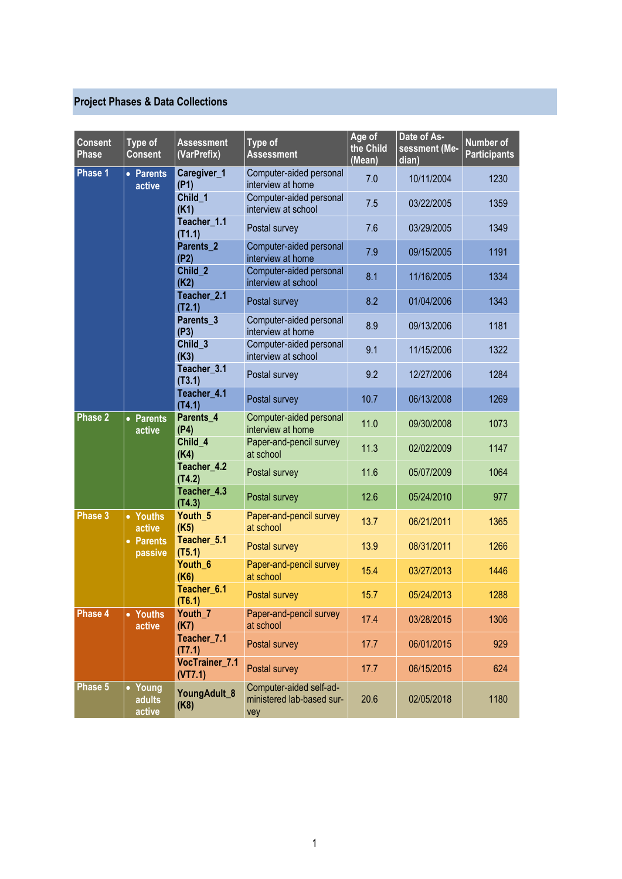## Project Phases & Data Collections

| Consent Phase | Type of Consent | Assessment (VarPrefix) | Type of Assessment | Age of the Child (Mean) | Date of Assessment (Median) | Number of Participants |
|---|---|---|---|---|---|---|
| Phase 1 | • Parents active | **Caregiver_1 (P1)** | Computer-aided personal interview at home | 7.0 | 10/11/2004 | 1230 |
| | | **Child_1 (K1)** | Computer-aided personal interview at school | 7.5 | 03/22/2005 | 1359 |
| | | **Teacher_1.1 (T1.1)** | Postal survey | 7.6 | 03/29/2005 | 1349 |
| | | **Parents_2 (P2)** | Computer-aided personal interview at home | 7.9 | 09/15/2005 | 1191 |
| | | **Child_2 (K2)** | Computer-aided personal interview at school | 8.1 | 11/16/2005 | 1334 |
| | | **Teacher_2.1 (T2.1)** | Postal survey | 8.2 | 01/04/2006 | 1343 |
| | | **Parents_3 (P3)** | Computer-aided personal interview at home | 8.9 | 09/13/2006 | 1181 |
| | | **Child_3 (K3)** | Computer-aided personal interview at school | 9.1 | 11/15/2006 | 1322 |
| | | **Teacher_3.1 (T3.1)** | Postal survey | 9.2 | 12/27/2006 | 1284 |
| | | **Teacher_4.1 (T4.1)** | Postal survey | 10.7 | 06/13/2008 | 1269 |
| Phase 2 | • Parents active | **Parents_4 (P4)** | Computer-aided personal interview at home | 11.0 | 09/30/2008 | 1073 |
| | | **Child_4 (K4)** | Paper-and-pencil survey at school | 11.3 | 02/02/2009 | 1147 |
| | | **Teacher_4.2 (T4.2)** | Postal survey | 11.6 | 05/07/2009 | 1064 |
| | | **Teacher_4.3 (T4.3)** | Postal survey | 12.6 | 05/24/2010 | 977 |
| Phase 3 | • Youths active<br>• Parents passive | **Youth_5 (K5)** | Paper-and-pencil survey at school | 13.7 | 06/21/2011 | 1365 |
| | | **Teacher_5.1 (T5.1)** | Postal survey | 13.9 | 08/31/2011 | 1266 |
| | | **Youth_6 (K6)** | Paper-and-pencil survey at school | 15.4 | 03/27/2013 | 1446 |
| | | **Teacher_6.1 (T6.1)** | Postal survey | 15.7 | 05/24/2013 | 1288 |
| Phase 4 | • Youths active | **Youth_7 (K7)** | Paper-and-pencil survey at school | 17.4 | 03/28/2015 | 1306 |
| | | **Teacher_7.1 (T7.1)** | Postal survey | 17.7 | 06/01/2015 | 929 |
| | | **VocTrainer_7.1 (VT7.1)** | Postal survey | 17.7 | 06/15/2015 | 624 |
| Phase 5 | • Young adults active | **YoungAdult_8 (K8)** | Computer-aided self-administered lab-based survey | 20.6 | 02/05/2018 | 1180 |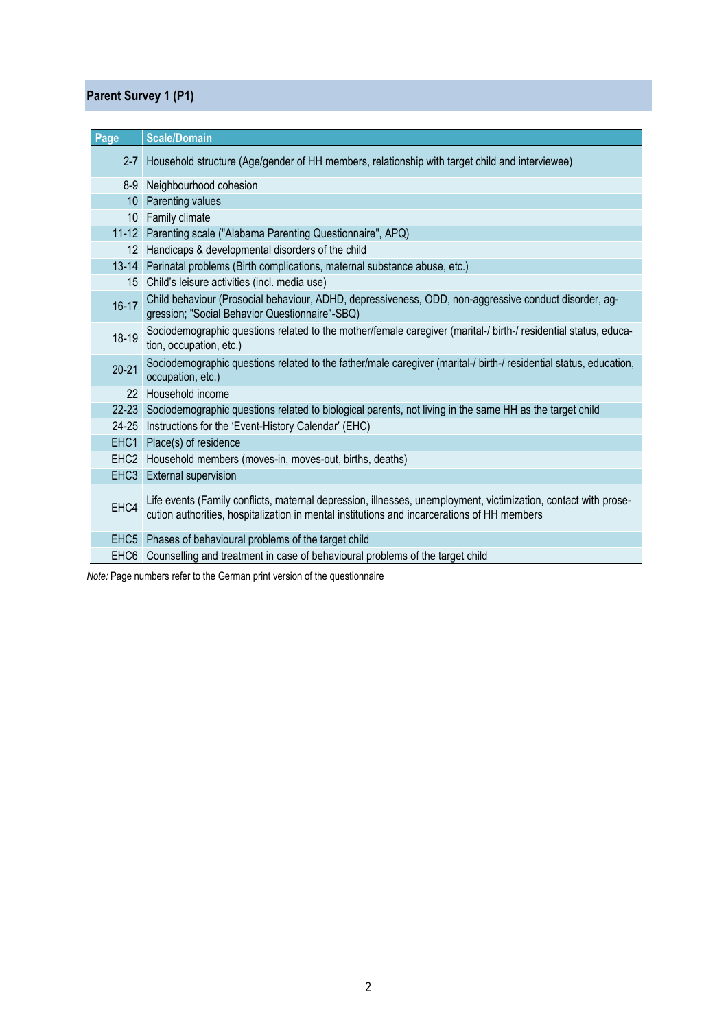## Parent Survey 1 (P1)

| Page | Scale/Domain |
|---|---|
| 2-7 | Household structure (Age/gender of HH members, relationship with target child and interviewee) |
| 8-9 | Neighbourhood cohesion |
| 10 | Parenting values |
| 10 | Family climate |
| 11-12 | Parenting scale ("Alabama Parenting Questionnaire", APQ) |
| 12 | Handicaps & developmental disorders of the child |
| 13-14 | Perinatal problems (Birth complications, maternal substance abuse, etc.) |
| 15 | Child's leisure activities (incl. media use) |
| 16-17 | Child behaviour (Prosocial behaviour, ADHD, depressiveness, ODD, non-aggressive conduct disorder, aggression; "Social Behavior Questionnaire"-SBQ) |
| 18-19 | Sociodemographic questions related to the mother/female caregiver (marital-/ birth-/ residential status, education, occupation, etc.) |
| 20-21 | Sociodemographic questions related to the father/male caregiver (marital-/ birth-/ residential status, education, occupation, etc.) |
| 22 | Household income |
| 22-23 | Sociodemographic questions related to biological parents, not living in the same HH as the target child |
| 24-25 | Instructions for the 'Event-History Calendar' (EHC) |
| EHC1 | Place(s) of residence |
| EHC2 | Household members (moves-in, moves-out, births, deaths) |
| EHC3 | External supervision |
| EHC4 | Life events (Family conflicts, maternal depression, illnesses, unemployment, victimization, contact with prosecution authorities, hospitalization in mental institutions and incarcerations of HH members |
| EHC5 | Phases of behavioural problems of the target child |
| EHC6 | Counselling and treatment in case of behavioural problems of the target child |

*Note:* Page numbers refer to the German print version of the questionnaire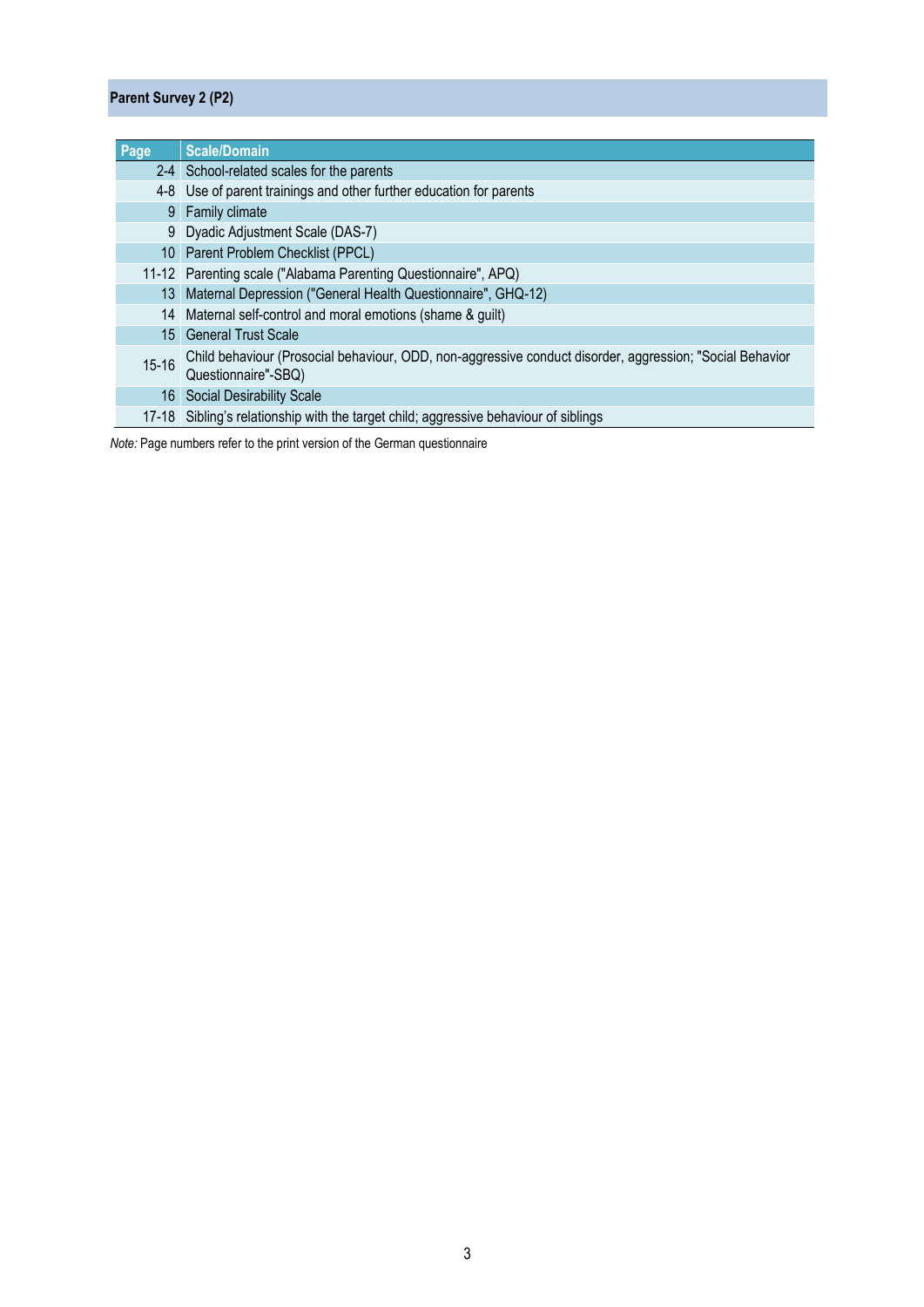## Parent Survey 2 (P2)

| Page | Scale/Domain |
|---|---|
| 2-4 | School-related scales for the parents |
| 4-8 | Use of parent trainings and other further education for parents |
| 9 | Family climate |
| 9 | Dyadic Adjustment Scale (DAS-7) |
| 10 | Parent Problem Checklist (PPCL) |
| 11-12 | Parenting scale ("Alabama Parenting Questionnaire", APQ) |
| 13 | Maternal Depression ("General Health Questionnaire", GHQ-12) |
| 14 | Maternal self-control and moral emotions (shame & guilt) |
| 15 | General Trust Scale |
| 15-16 | Child behaviour (Prosocial behaviour, ODD, non-aggressive conduct disorder, aggression; "Social Behavior Questionnaire"-SBQ) |
| 16 | Social Desirability Scale |
| 17-18 | Sibling's relationship with the target child; aggressive behaviour of siblings |

*Note:* Page numbers refer to the print version of the German questionnaire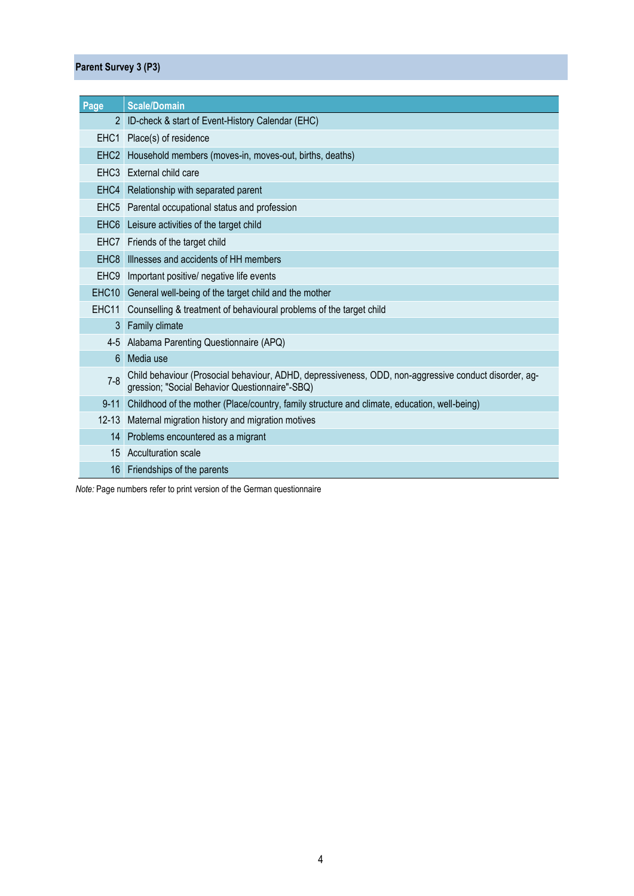## Parent Survey 3 (P3)

| Page | Scale/Domain |
|---|---|
| 2 | ID-check & start of Event-History Calendar (EHC) |
| EHC1 | Place(s) of residence |
| EHC2 | Household members (moves-in, moves-out, births, deaths) |
| EHC3 | External child care |
| EHC4 | Relationship with separated parent |
| EHC5 | Parental occupational status and profession |
| EHC6 | Leisure activities of the target child |
| EHC7 | Friends of the target child |
| EHC8 | Illnesses and accidents of HH members |
| EHC9 | Important positive/ negative life events |
| EHC10 | General well-being of the target child and the mother |
| EHC11 | Counselling & treatment of behavioural problems of the target child |
| 3 | Family climate |
| 4-5 | Alabama Parenting Questionnaire (APQ) |
| 6 | Media use |
| 7-8 | Child behaviour (Prosocial behaviour, ADHD, depressiveness, ODD, non-aggressive conduct disorder, aggression; "Social Behavior Questionnaire"-SBQ) |
| 9-11 | Childhood of the mother (Place/country, family structure and climate, education, well-being) |
| 12-13 | Maternal migration history and migration motives |
| 14 | Problems encountered as a migrant |
| 15 | Acculturation scale |
| 16 | Friendships of the parents |

*Note:* Page numbers refer to print version of the German questionnaire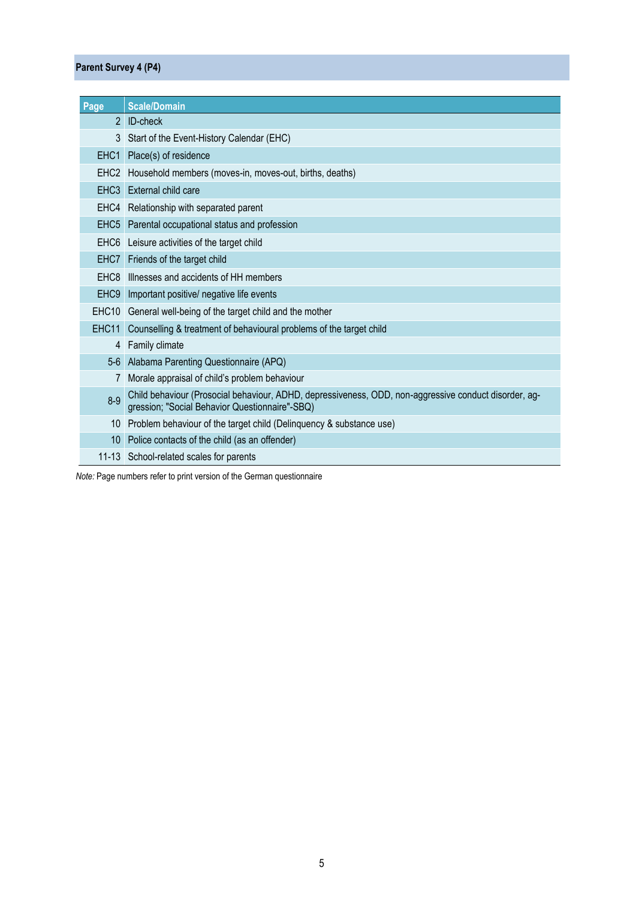## Parent Survey 4 (P4)

| Page | Scale/Domain |
|---|---|
| 2 | ID-check |
| 3 | Start of the Event-History Calendar (EHC) |
| EHC1 | Place(s) of residence |
| EHC2 | Household members (moves-in, moves-out, births, deaths) |
| EHC3 | External child care |
| EHC4 | Relationship with separated parent |
| EHC5 | Parental occupational status and profession |
| EHC6 | Leisure activities of the target child |
| EHC7 | Friends of the target child |
| EHC8 | Illnesses and accidents of HH members |
| EHC9 | Important positive/ negative life events |
| EHC10 | General well-being of the target child and the mother |
| EHC11 | Counselling & treatment of behavioural problems of the target child |
| 4 | Family climate |
| 5-6 | Alabama Parenting Questionnaire (APQ) |
| 7 | Morale appraisal of child's problem behaviour |
| 8-9 | Child behaviour (Prosocial behaviour, ADHD, depressiveness, ODD, non-aggressive conduct disorder, aggression; "Social Behavior Questionnaire"-SBQ) |
| 10 | Problem behaviour of the target child (Delinquency & substance use) |
| 10 | Police contacts of the child (as an offender) |
| 11-13 | School-related scales for parents |

*Note:* Page numbers refer to print version of the German questionnaire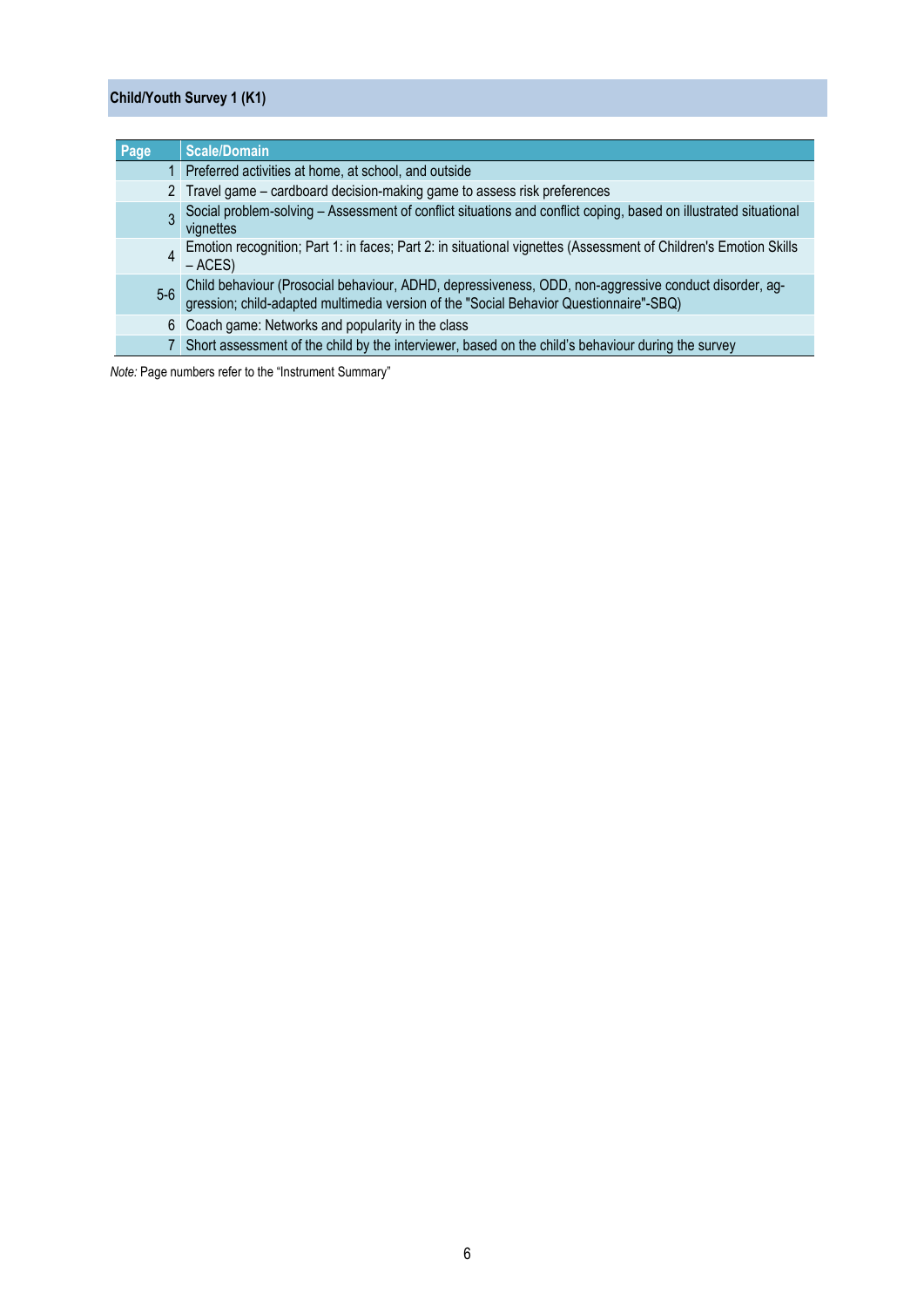## Child/Youth Survey 1 (K1)

| Page | Scale/Domain |
|---|---|
| 1 | Preferred activities at home, at school, and outside |
| 2 | Travel game – cardboard decision-making game to assess risk preferences |
| 3 | Social problem-solving – Assessment of conflict situations and conflict coping, based on illustrated situational vignettes |
| 4 | Emotion recognition; Part 1: in faces; Part 2: in situational vignettes (Assessment of Children's Emotion Skills – ACES) |
| 5-6 | Child behaviour (Prosocial behaviour, ADHD, depressiveness, ODD, non-aggressive conduct disorder, aggression; child-adapted multimedia version of the "Social Behavior Questionnaire"-SBQ) |
| 6 | Coach game: Networks and popularity in the class |
| 7 | Short assessment of the child by the interviewer, based on the child's behaviour during the survey |

*Note:* Page numbers refer to the "Instrument Summary"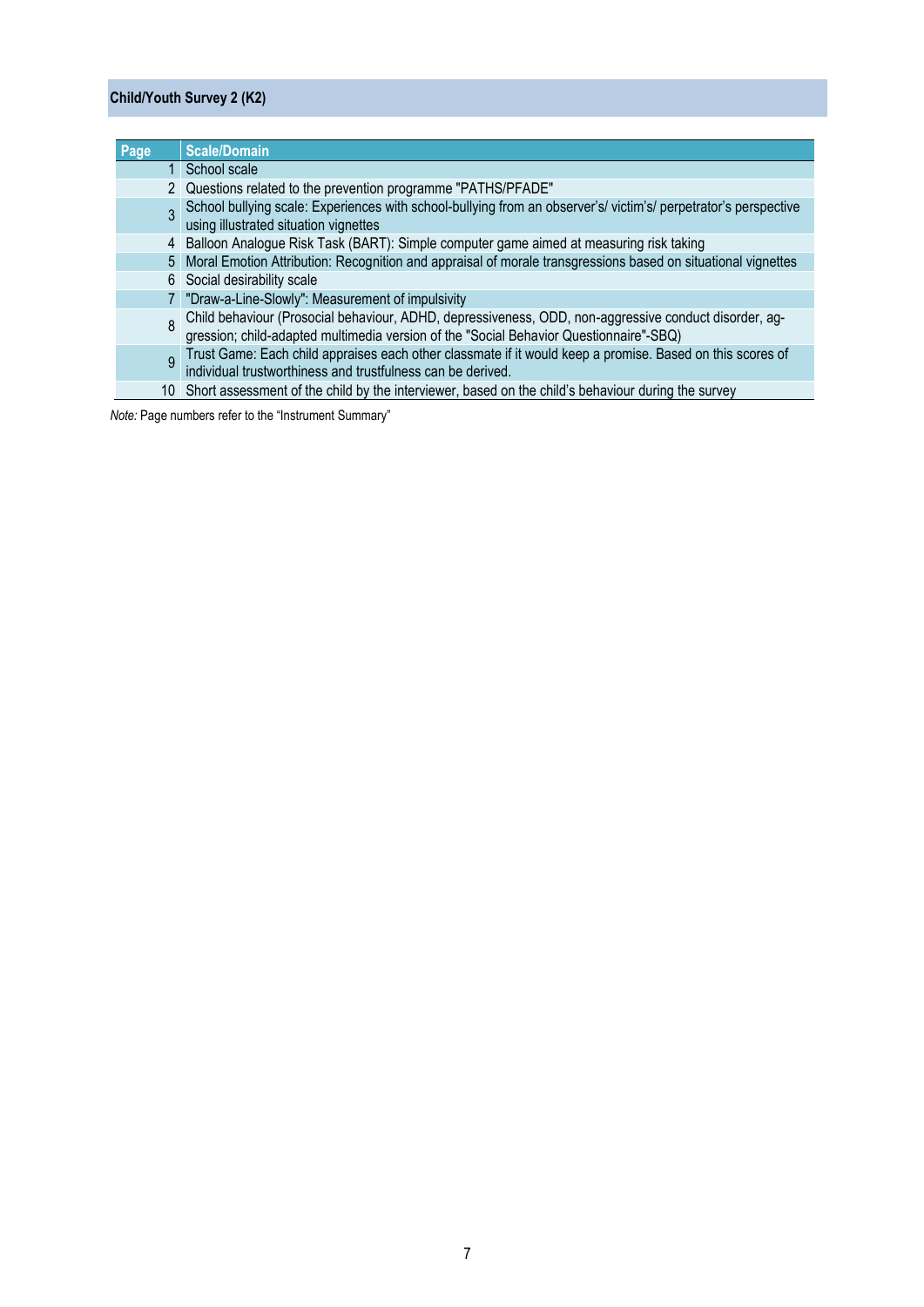## Child/Youth Survey 2 (K2)

| Page | Scale/Domain |
|---|---|
| 1 | School scale |
| 2 | Questions related to the prevention programme "PATHS/PFADE" |
| 3 | School bullying scale: Experiences with school-bullying from an observer's/ victim's/ perpetrator's perspective using illustrated situation vignettes |
| 4 | Balloon Analogue Risk Task (BART): Simple computer game aimed at measuring risk taking |
| 5 | Moral Emotion Attribution: Recognition and appraisal of morale transgressions based on situational vignettes |
| 6 | Social desirability scale |
| 7 | "Draw-a-Line-Slowly": Measurement of impulsivity |
| 8 | Child behaviour (Prosocial behaviour, ADHD, depressiveness, ODD, non-aggressive conduct disorder, aggression; child-adapted multimedia version of the "Social Behavior Questionnaire"-SBQ) |
| 9 | Trust Game: Each child appraises each other classmate if it would keep a promise. Based on this scores of individual trustworthiness and trustfulness can be derived. |
| 10 | Short assessment of the child by the interviewer, based on the child's behaviour during the survey |

*Note:* Page numbers refer to the "Instrument Summary"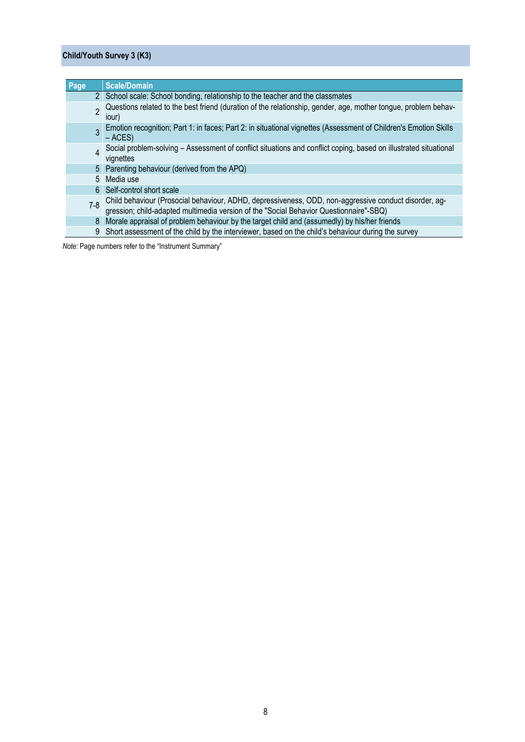## Child/Youth Survey 3 (K3)

| Page | Scale/Domain |
| --- | --- |
| 2 | School scale: School bonding, relationship to the teacher and the classmates |
| 2 | Questions related to the best friend (duration of the relationship, gender, age, mother tongue, problem behaviour) |
| 3 | Emotion recognition; Part 1: in faces; Part 2: in situational vignettes (Assessment of Children's Emotion Skills – ACES) |
| 4 | Social problem-solving – Assessment of conflict situations and conflict coping, based on illustrated situational vignettes |
| 5 | Parenting behaviour (derived from the APQ) |
| 5 | Media use |
| 6 | Self-control short scale |
| 7-8 | Child behaviour (Prosocial behaviour, ADHD, depressiveness, ODD, non-aggressive conduct disorder, aggression; child-adapted multimedia version of the "Social Behavior Questionnaire"-SBQ) |
| 8 | Morale appraisal of problem behaviour by the target child and (assumedly) by his/her friends |
| 9 | Short assessment of the child by the interviewer, based on the child's behaviour during the survey |

*Note:* Page numbers refer to the "Instrument Summary"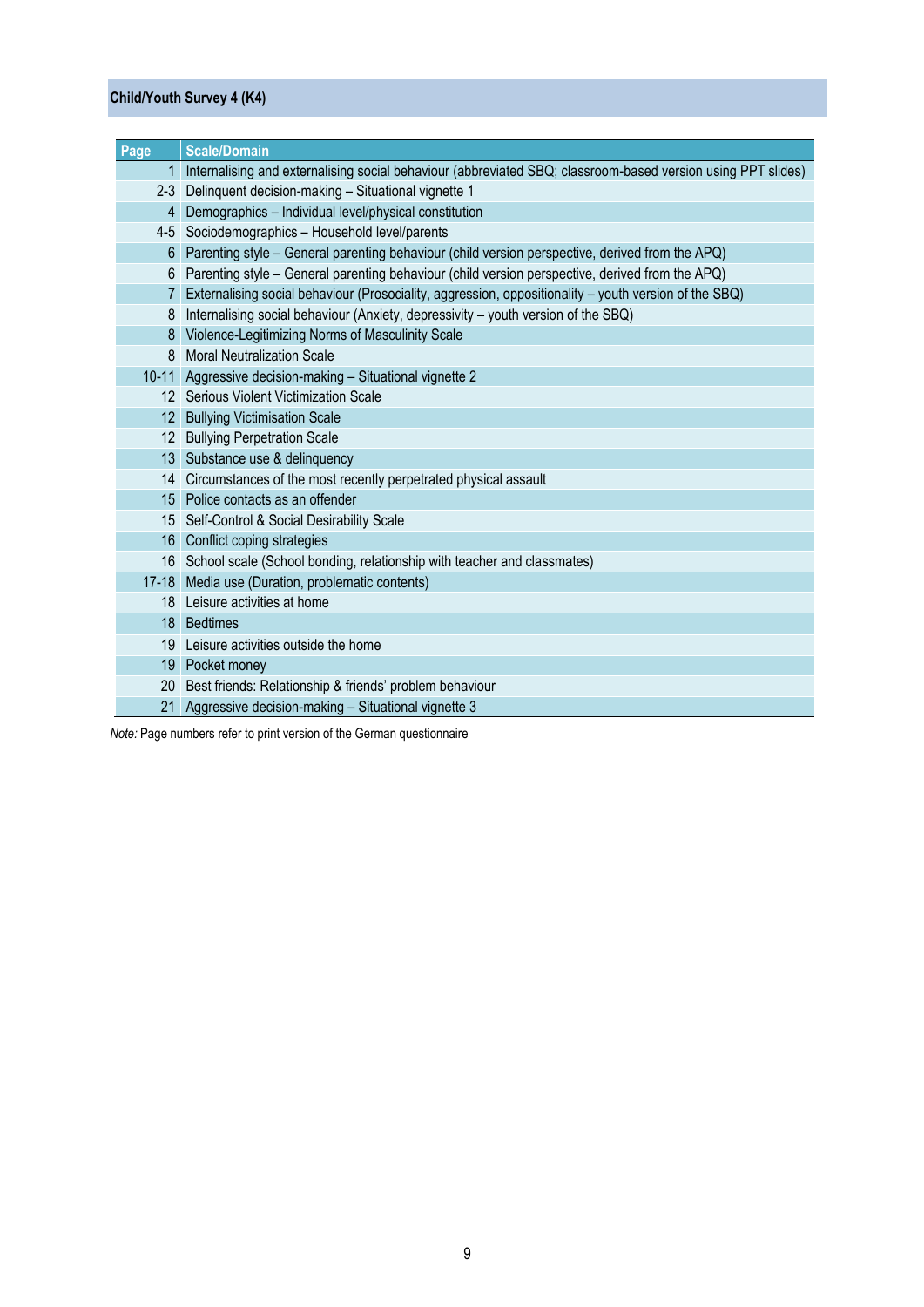## Child/Youth Survey 4 (K4)

| Page | Scale/Domain |
|---|---|
| 1 | Internalising and externalising social behaviour (abbreviated SBQ; classroom-based version using PPT slides) |
| 2-3 | Delinquent decision-making – Situational vignette 1 |
| 4 | Demographics – Individual level/physical constitution |
| 4-5 | Sociodemographics – Household level/parents |
| 6 | Parenting style – General parenting behaviour (child version perspective, derived from the APQ) |
| 6 | Parenting style – General parenting behaviour (child version perspective, derived from the APQ) |
| 7 | Externalising social behaviour (Prosociality, aggression, oppositionality – youth version of the SBQ) |
| 8 | Internalising social behaviour (Anxiety, depressivity – youth version of the SBQ) |
| 8 | Violence-Legitimizing Norms of Masculinity Scale |
| 8 | Moral Neutralization Scale |
| 10-11 | Aggressive decision-making – Situational vignette 2 |
| 12 | Serious Violent Victimization Scale |
| 12 | Bullying Victimisation Scale |
| 12 | Bullying Perpetration Scale |
| 13 | Substance use & delinquency |
| 14 | Circumstances of the most recently perpetrated physical assault |
| 15 | Police contacts as an offender |
| 15 | Self-Control & Social Desirability Scale |
| 16 | Conflict coping strategies |
| 16 | School scale (School bonding, relationship with teacher and classmates) |
| 17-18 | Media use (Duration, problematic contents) |
| 18 | Leisure activities at home |
| 18 | Bedtimes |
| 19 | Leisure activities outside the home |
| 19 | Pocket money |
| 20 | Best friends: Relationship & friends' problem behaviour |
| 21 | Aggressive decision-making – Situational vignette 3 |

*Note:* Page numbers refer to print version of the German questionnaire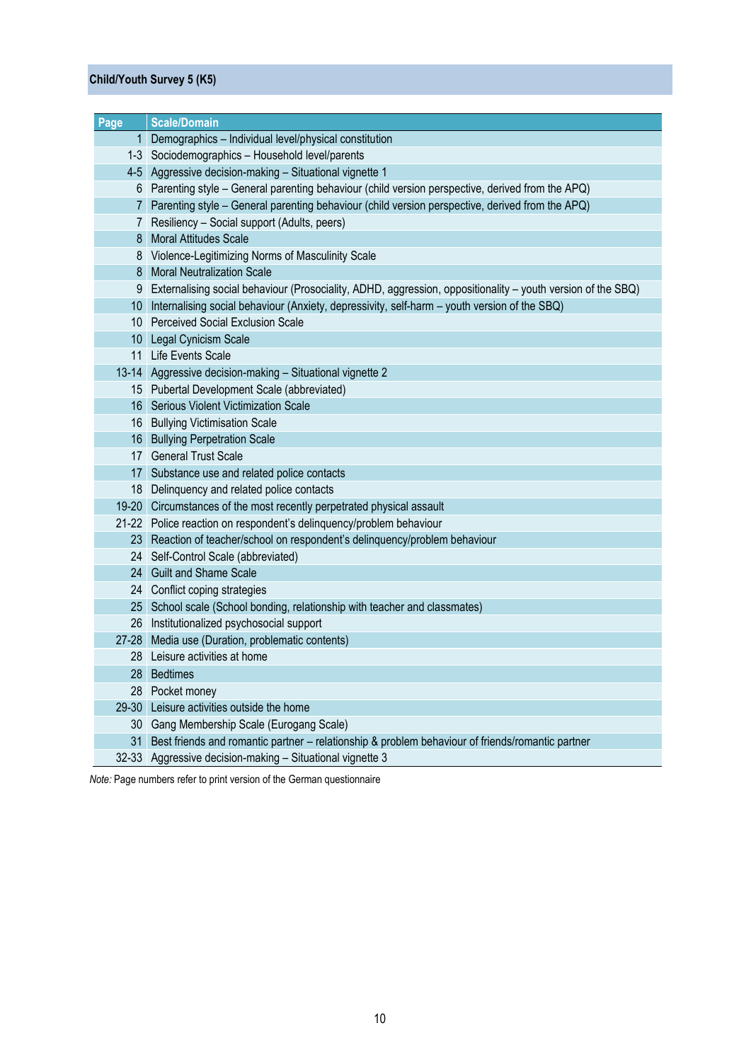## Child/Youth Survey 5 (K5)

| Page | Scale/Domain |
|---|---|
| 1 | Demographics – Individual level/physical constitution |
| 1-3 | Sociodemographics – Household level/parents |
| 4-5 | Aggressive decision-making – Situational vignette 1 |
| 6 | Parenting style – General parenting behaviour (child version perspective, derived from the APQ) |
| 7 | Parenting style – General parenting behaviour (child version perspective, derived from the APQ) |
| 7 | Resiliency – Social support (Adults, peers) |
| 8 | Moral Attitudes Scale |
| 8 | Violence-Legitimizing Norms of Masculinity Scale |
| 8 | Moral Neutralization Scale |
| 9 | Externalising social behaviour (Prosociality, ADHD, aggression, oppositionality – youth version of the SBQ) |
| 10 | Internalising social behaviour (Anxiety, depressivity, self-harm – youth version of the SBQ) |
| 10 | Perceived Social Exclusion Scale |
| 10 | Legal Cynicism Scale |
| 11 | Life Events Scale |
| 13-14 | Aggressive decision-making – Situational vignette 2 |
| 15 | Pubertal Development Scale (abbreviated) |
| 16 | Serious Violent Victimization Scale |
| 16 | Bullying Victimisation Scale |
| 16 | Bullying Perpetration Scale |
| 17 | General Trust Scale |
| 17 | Substance use and related police contacts |
| 18 | Delinquency and related police contacts |
| 19-20 | Circumstances of the most recently perpetrated physical assault |
| 21-22 | Police reaction on respondent's delinquency/problem behaviour |
| 23 | Reaction of teacher/school on respondent's delinquency/problem behaviour |
| 24 | Self-Control Scale (abbreviated) |
| 24 | Guilt and Shame Scale |
| 24 | Conflict coping strategies |
| 25 | School scale (School bonding, relationship with teacher and classmates) |
| 26 | Institutionalized psychosocial support |
| 27-28 | Media use (Duration, problematic contents) |
| 28 | Leisure activities at home |
| 28 | Bedtimes |
| 28 | Pocket money |
| 29-30 | Leisure activities outside the home |
| 30 | Gang Membership Scale (Eurogang Scale) |
| 31 | Best friends and romantic partner – relationship & problem behaviour of friends/romantic partner |
| 32-33 | Aggressive decision-making – Situational vignette 3 |

*Note:* Page numbers refer to print version of the German questionnaire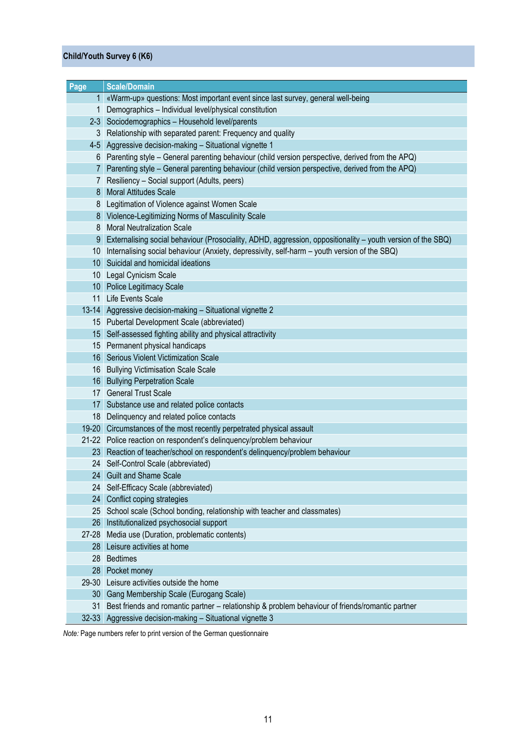**Child/Youth Survey 6 (K6)**

| Page | Scale/Domain |
|---|---|
| 1 | «Warm-up» questions: Most important event since last survey, general well-being |
| 1 | Demographics – Individual level/physical constitution |
| 2-3 | Sociodemographics – Household level/parents |
| 3 | Relationship with separated parent: Frequency and quality |
| 4-5 | Aggressive decision-making – Situational vignette 1 |
| 6 | Parenting style – General parenting behaviour (child version perspective, derived from the APQ) |
| 7 | Parenting style – General parenting behaviour (child version perspective, derived from the APQ) |
| 7 | Resiliency – Social support (Adults, peers) |
| 8 | Moral Attitudes Scale |
| 8 | Legitimation of Violence against Women Scale |
| 8 | Violence-Legitimizing Norms of Masculinity Scale |
| 8 | Moral Neutralization Scale |
| 9 | Externalising social behaviour (Prosociality, ADHD, aggression, oppositionality – youth version of the SBQ) |
| 10 | Internalising social behaviour (Anxiety, depressivity, self-harm – youth version of the SBQ) |
| 10 | Suicidal and homicidal ideations |
| 10 | Legal Cynicism Scale |
| 10 | Police Legitimacy Scale |
| 11 | Life Events Scale |
| 13-14 | Aggressive decision-making – Situational vignette 2 |
| 15 | Pubertal Development Scale (abbreviated) |
| 15 | Self-assessed fighting ability and physical attractivity |
| 15 | Permanent physical handicaps |
| 16 | Serious Violent Victimization Scale |
| 16 | Bullying Victimisation Scale Scale |
| 16 | Bullying Perpetration Scale |
| 17 | General Trust Scale |
| 17 | Substance use and related police contacts |
| 18 | Delinquency and related police contacts |
| 19-20 | Circumstances of the most recently perpetrated physical assault |
| 21-22 | Police reaction on respondent's delinquency/problem behaviour |
| 23 | Reaction of teacher/school on respondent's delinquency/problem behaviour |
| 24 | Self-Control Scale (abbreviated) |
| 24 | Guilt and Shame Scale |
| 24 | Self-Efficacy Scale (abbreviated) |
| 24 | Conflict coping strategies |
| 25 | School scale (School bonding, relationship with teacher and classmates) |
| 26 | Institutionalized psychosocial support |
| 27-28 | Media use (Duration, problematic contents) |
| 28 | Leisure activities at home |
| 28 | Bedtimes |
| 28 | Pocket money |
| 29-30 | Leisure activities outside the home |
| 30 | Gang Membership Scale (Eurogang Scale) |
| 31 | Best friends and romantic partner – relationship & problem behaviour of friends/romantic partner |
| 32-33 | Aggressive decision-making – Situational vignette 3 |

*Note:* Page numbers refer to print version of the German questionnaire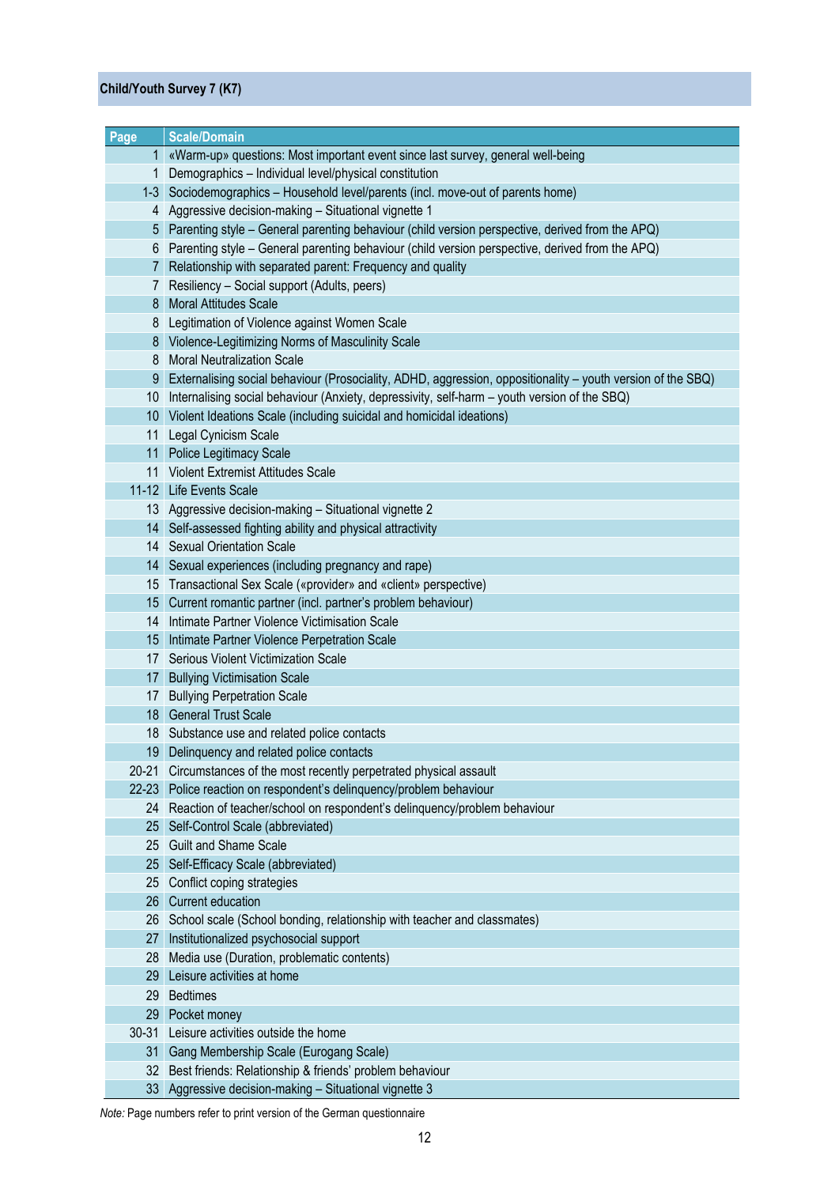## Child/Youth Survey 7 (K7)

| Page | Scale/Domain |
|---|---|
| 1 | «Warm-up» questions: Most important event since last survey, general well-being |
| 1 | Demographics – Individual level/physical constitution |
| 1-3 | Sociodemographics – Household level/parents (incl. move-out of parents home) |
| 4 | Aggressive decision-making – Situational vignette 1 |
| 5 | Parenting style – General parenting behaviour (child version perspective, derived from the APQ) |
| 6 | Parenting style – General parenting behaviour (child version perspective, derived from the APQ) |
| 7 | Relationship with separated parent: Frequency and quality |
| 7 | Resiliency – Social support (Adults, peers) |
| 8 | Moral Attitudes Scale |
| 8 | Legitimation of Violence against Women Scale |
| 8 | Violence-Legitimizing Norms of Masculinity Scale |
| 8 | Moral Neutralization Scale |
| 9 | Externalising social behaviour (Prosociality, ADHD, aggression, oppositionality – youth version of the SBQ) |
| 10 | Internalising social behaviour (Anxiety, depressivity, self-harm – youth version of the SBQ) |
| 10 | Violent Ideations Scale (including suicidal and homicidal ideations) |
| 11 | Legal Cynicism Scale |
| 11 | Police Legitimacy Scale |
| 11 | Violent Extremist Attitudes Scale |
| 11-12 | Life Events Scale |
| 13 | Aggressive decision-making – Situational vignette 2 |
| 14 | Self-assessed fighting ability and physical attractivity |
| 14 | Sexual Orientation Scale |
| 14 | Sexual experiences (including pregnancy and rape) |
| 15 | Transactional Sex Scale («provider» and «client» perspective) |
| 15 | Current romantic partner (incl. partner's problem behaviour) |
| 14 | Intimate Partner Violence Victimisation Scale |
| 15 | Intimate Partner Violence Perpetration Scale |
| 17 | Serious Violent Victimization Scale |
| 17 | Bullying Victimisation Scale |
| 17 | Bullying Perpetration Scale |
| 18 | General Trust Scale |
| 18 | Substance use and related police contacts |
| 19 | Delinquency and related police contacts |
| 20-21 | Circumstances of the most recently perpetrated physical assault |
| 22-23 | Police reaction on respondent's delinquency/problem behaviour |
| 24 | Reaction of teacher/school on respondent's delinquency/problem behaviour |
| 25 | Self-Control Scale (abbreviated) |
| 25 | Guilt and Shame Scale |
| 25 | Self-Efficacy Scale (abbreviated) |
| 25 | Conflict coping strategies |
| 26 | Current education |
| 26 | School scale (School bonding, relationship with teacher and classmates) |
| 27 | Institutionalized psychosocial support |
| 28 | Media use (Duration, problematic contents) |
| 29 | Leisure activities at home |
| 29 | Bedtimes |
| 29 | Pocket money |
| 30-31 | Leisure activities outside the home |
| 31 | Gang Membership Scale (Eurogang Scale) |
| 32 | Best friends: Relationship & friends' problem behaviour |
| 33 | Aggressive decision-making – Situational vignette 3 |

*Note:* Page numbers refer to print version of the German questionnaire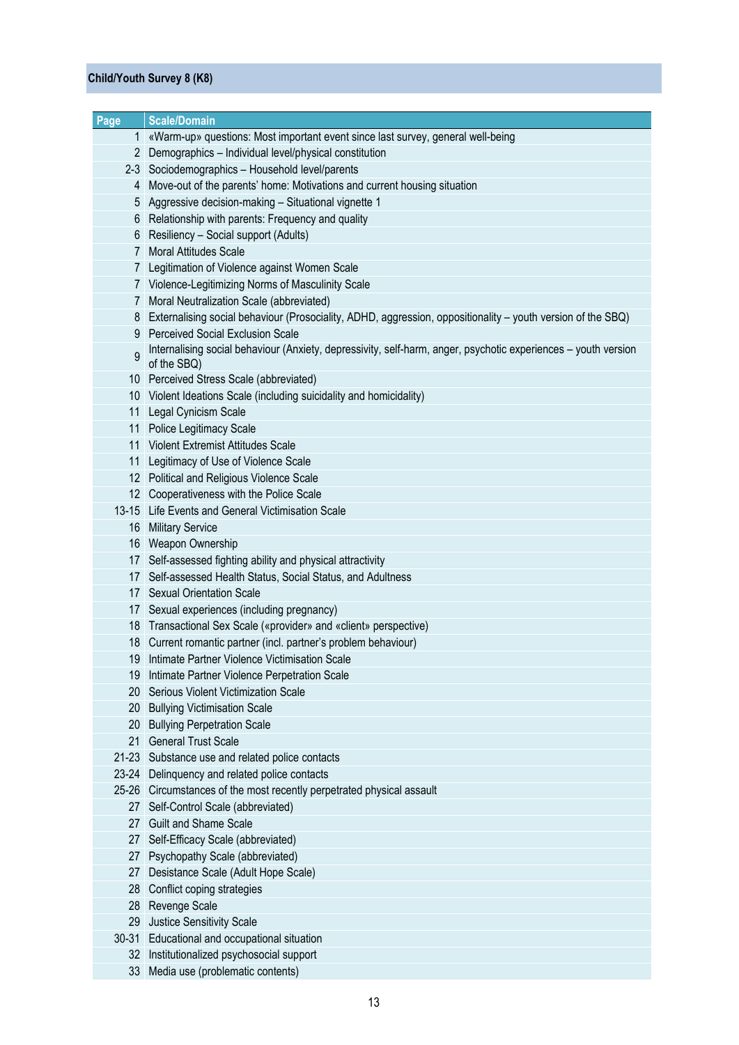## Child/Youth Survey 8 (K8)

| Page | Scale/Domain |
|---|---|
| 1 | «Warm-up» questions: Most important event since last survey, general well-being |
| 2 | Demographics – Individual level/physical constitution |
| 2-3 | Sociodemographics – Household level/parents |
| 4 | Move-out of the parents' home: Motivations and current housing situation |
| 5 | Aggressive decision-making – Situational vignette 1 |
| 6 | Relationship with parents: Frequency and quality |
| 6 | Resiliency – Social support (Adults) |
| 7 | Moral Attitudes Scale |
| 7 | Legitimation of Violence against Women Scale |
| 7 | Violence-Legitimizing Norms of Masculinity Scale |
| 7 | Moral Neutralization Scale (abbreviated) |
| 8 | Externalising social behaviour (Prosociality, ADHD, aggression, oppositionality – youth version of the SBQ) |
| 9 | Perceived Social Exclusion Scale |
| 9 | Internalising social behaviour (Anxiety, depressivity, self-harm, anger, psychotic experiences – youth version of the SBQ) |
| 10 | Perceived Stress Scale (abbreviated) |
| 10 | Violent Ideations Scale (including suicidality and homicidality) |
| 11 | Legal Cynicism Scale |
| 11 | Police Legitimacy Scale |
| 11 | Violent Extremist Attitudes Scale |
| 11 | Legitimacy of Use of Violence Scale |
| 12 | Political and Religious Violence Scale |
| 12 | Cooperativeness with the Police Scale |
| 13-15 | Life Events and General Victimisation Scale |
| 16 | Military Service |
| 16 | Weapon Ownership |
| 17 | Self-assessed fighting ability and physical attractivity |
| 17 | Self-assessed Health Status, Social Status, and Adultness |
| 17 | Sexual Orientation Scale |
| 17 | Sexual experiences (including pregnancy) |
| 18 | Transactional Sex Scale («provider» and «client» perspective) |
| 18 | Current romantic partner (incl. partner's problem behaviour) |
| 19 | Intimate Partner Violence Victimisation Scale |
| 19 | Intimate Partner Violence Perpetration Scale |
| 20 | Serious Violent Victimization Scale |
| 20 | Bullying Victimisation Scale |
| 20 | Bullying Perpetration Scale |
| 21 | General Trust Scale |
| 21-23 | Substance use and related police contacts |
| 23-24 | Delinquency and related police contacts |
| 25-26 | Circumstances of the most recently perpetrated physical assault |
| 27 | Self-Control Scale (abbreviated) |
| 27 | Guilt and Shame Scale |
| 27 | Self-Efficacy Scale (abbreviated) |
| 27 | Psychopathy Scale (abbreviated) |
| 27 | Desistance Scale (Adult Hope Scale) |
| 28 | Conflict coping strategies |
| 28 | Revenge Scale |
| 29 | Justice Sensitivity Scale |
| 30-31 | Educational and occupational situation |
| 32 | Institutionalized psychosocial support |
| 33 | Media use (problematic contents) |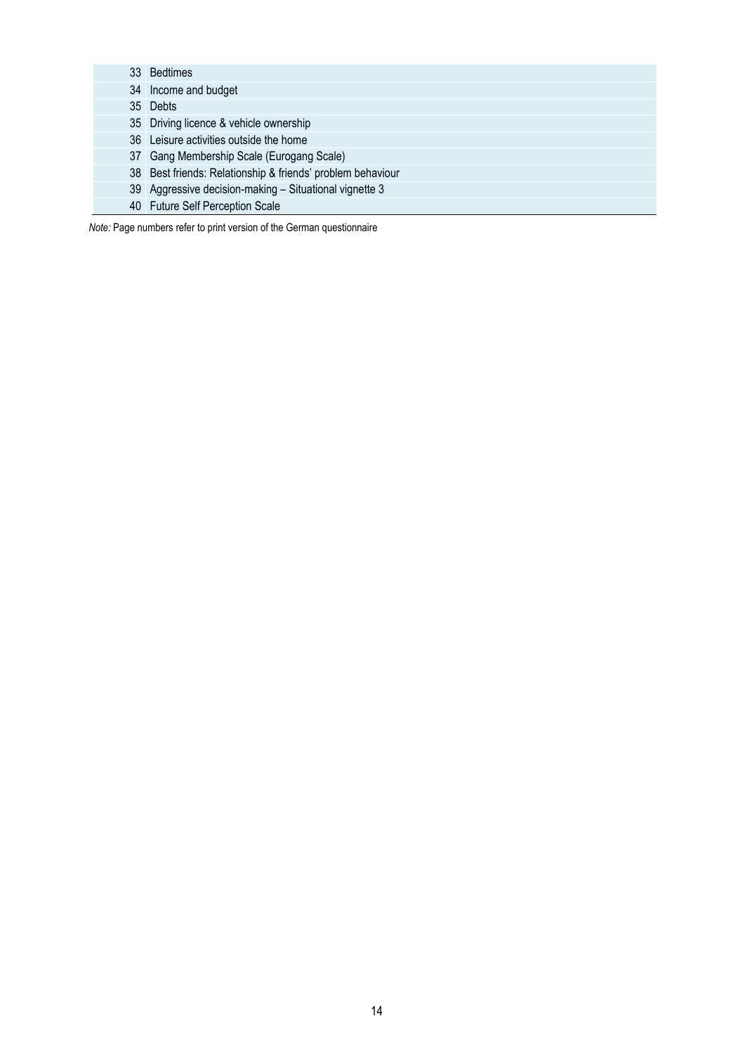| | |
|---|---|
| 33 | Bedtimes |
| 34 | Income and budget |
| 35 | Debts |
| 35 | Driving licence & vehicle ownership |
| 36 | Leisure activities outside the home |
| 37 | Gang Membership Scale (Eurogang Scale) |
| 38 | Best friends: Relationship & friends' problem behaviour |
| 39 | Aggressive decision-making – Situational vignette 3 |
| 40 | Future Self Perception Scale |

*Note:* Page numbers refer to print version of the German questionnaire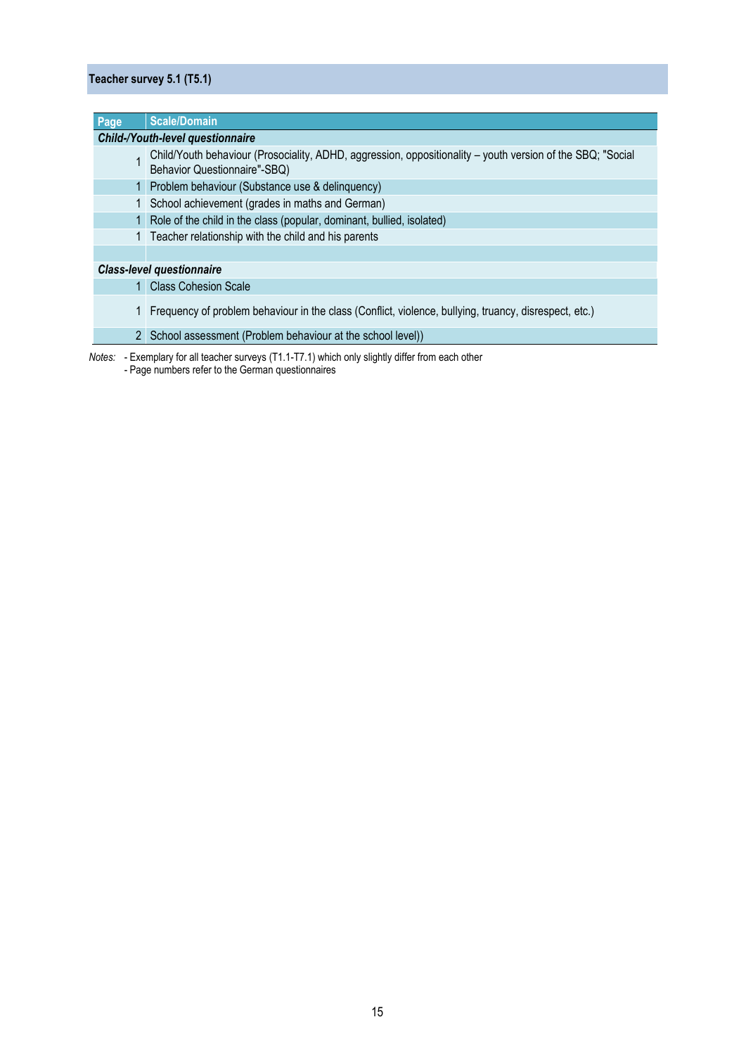## Teacher survey 5.1 (T5.1)

| Page | Scale/Domain |
|---|---|
| ***Child-/Youth-level questionnaire*** | |
| 1 | Child/Youth behaviour (Prosociality, ADHD, aggression, oppositionality – youth version of the SBQ; "Social Behavior Questionnaire"-SBQ) |
| 1 | Problem behaviour (Substance use & delinquency) |
| 1 | School achievement (grades in maths and German) |
| 1 | Role of the child in the class (popular, dominant, bullied, isolated) |
| 1 | Teacher relationship with the child and his parents |
| | |
| ***Class-level questionnaire*** | |
| 1 | Class Cohesion Scale |
| 1 | Frequency of problem behaviour in the class (Conflict, violence, bullying, truancy, disrespect, etc.) |
| 2 | School assessment (Problem behaviour at the school level)) |

*Notes:* - Exemplary for all teacher surveys (T1.1-T7.1) which only slightly differ from each other
- Page numbers refer to the German questionnaires